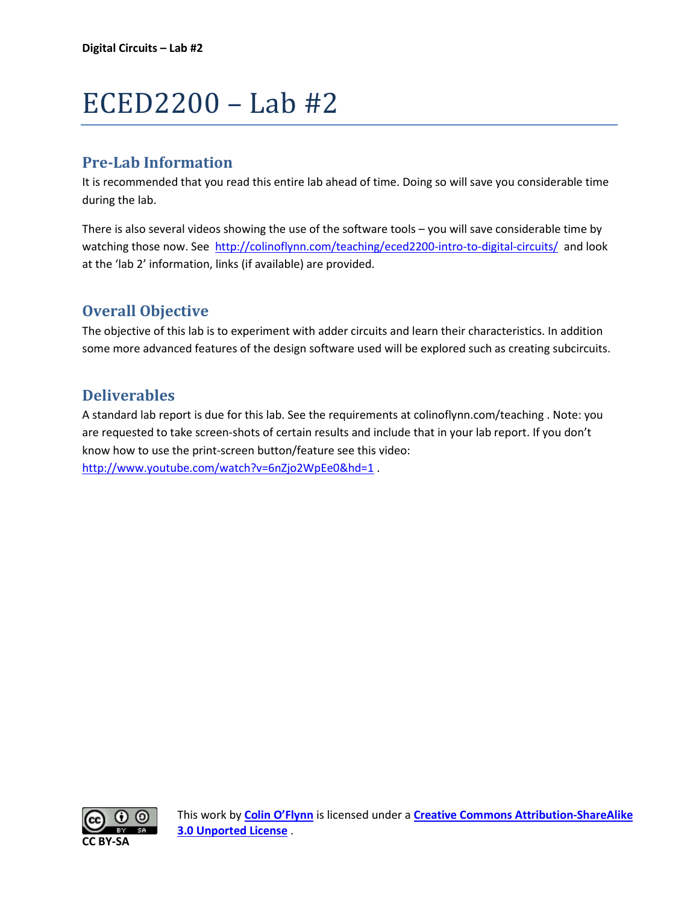# ECED2200 – Lab #2

## Pre-Lab Information

It is recommended that you read this entire lab ahead of time. Doing so will save you considerable time during the lab.

There is also several videos showing the use of the software tools – you will save considerable time by watching those now. See http://colinoflynn.com/teaching/eced2200-intro-to-digital-circuits/ and look at the 'lab 2' information, links (if available) are provided.

## Overall Objective

The objective of this lab is to experiment with adder circuits and learn their characteristics. In addition some more advanced features of the design software used will be explored such as creating subcircuits.

## Deliverables

A standard lab report is due for this lab. See the requirements at colinoflynn.com/teaching . Note: you are requested to take screen-shots of certain results and include that in your lab report. If you don't know how to use the print-screen button/feature see this video: http://www.youtube.com/watch?v=6nZjo2WpEe0&hd=1 .

CC BY-SA

This work by **Colin O'Flynn** is licensed under a **Creative Commons Attribution-ShareAlike 3.0 Unported License** .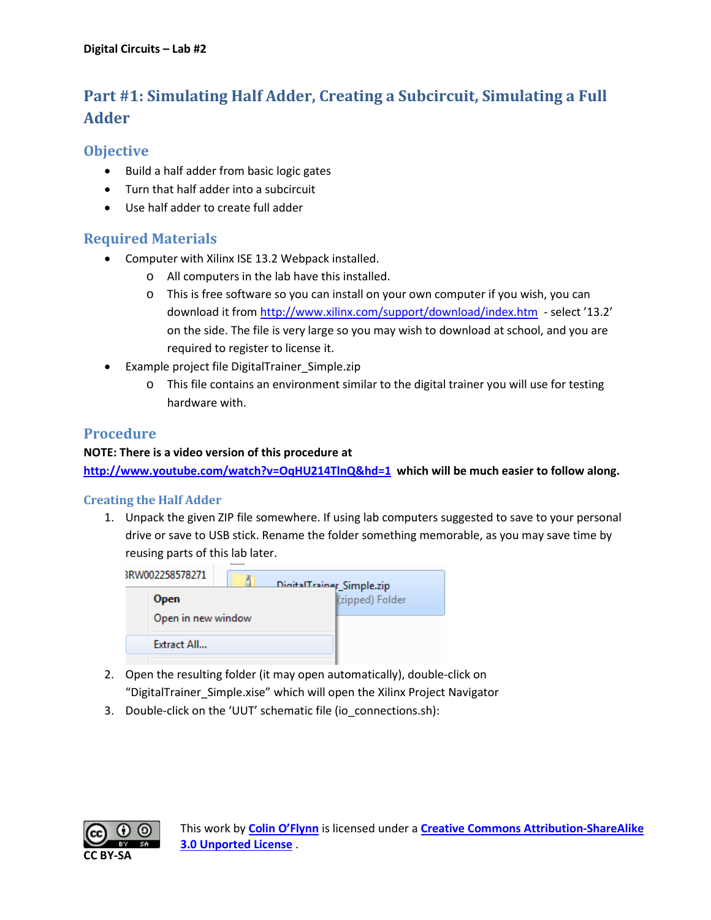## Part #1: Simulating Half Adder, Creating a Subcircuit, Simulating a Full Adder

### Objective

- Build a half adder from basic logic gates
- Turn that half adder into a subcircuit
- Use half adder to create full adder

### Required Materials

- Computer with Xilinx ISE 13.2 Webpack installed.
  - All computers in the lab have this installed.
  - This is free software so you can install on your own computer if you wish, you can download it from [http://www.xilinx.com/support/download/index.htm](http://www.xilinx.com/support/download/index.htm) - select '13.2' on the side. The file is very large so you may wish to download at school, and you are required to register to license it.
- Example project file DigitalTrainer_Simple.zip
  - This file contains an environment similar to the digital trainer you will use for testing hardware with.

### Procedure

**NOTE: There is a video version of this procedure at [http://www.youtube.com/watch?v=OqHU214TlnQ&hd=1](http://www.youtube.com/watch?v=OqHU214TlnQ&hd=1) which will be much easier to follow along.**

#### Creating the Half Adder

1. Unpack the given ZIP file somewhere. If using lab computers suggested to save to your personal drive or save to USB stick. Rename the folder something memorable, as you may save time by reusing parts of this lab later.
2. Open the resulting folder (it may open automatically), double-click on "DigitalTrainer_Simple.xise" which will open the Xilinx Project Navigator
3. Double-click on the 'UUT' schematic file (io_connections.sh):

This work by [Colin O'Flynn](#) is licensed under a [Creative Commons Attribution-ShareAlike 3.0 Unported License](#) .

CC BY-SA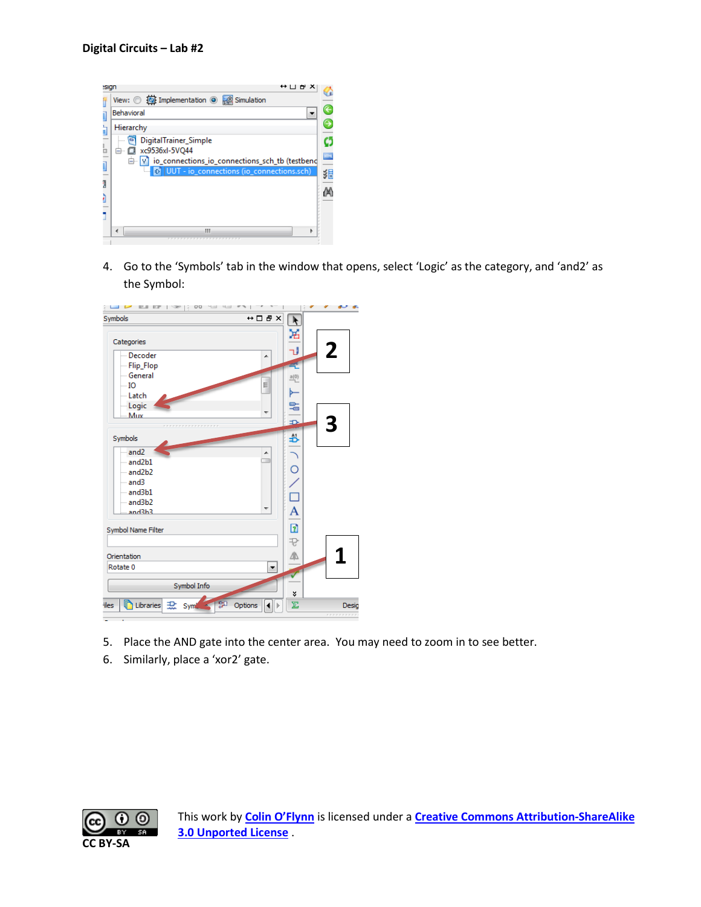4. Go to the ‘Symbols’ tab in the window that opens, select ‘Logic’ as the category, and ‘and2’ as the Symbol:

5. Place the AND gate into the center area. You may need to zoom in to see better.
6. Similarly, place a ‘xor2’ gate.

This work by **Colin O’Flynn** is licensed under a **Creative Commons Attribution-ShareAlike 3.0 Unported License**.

CC BY-SA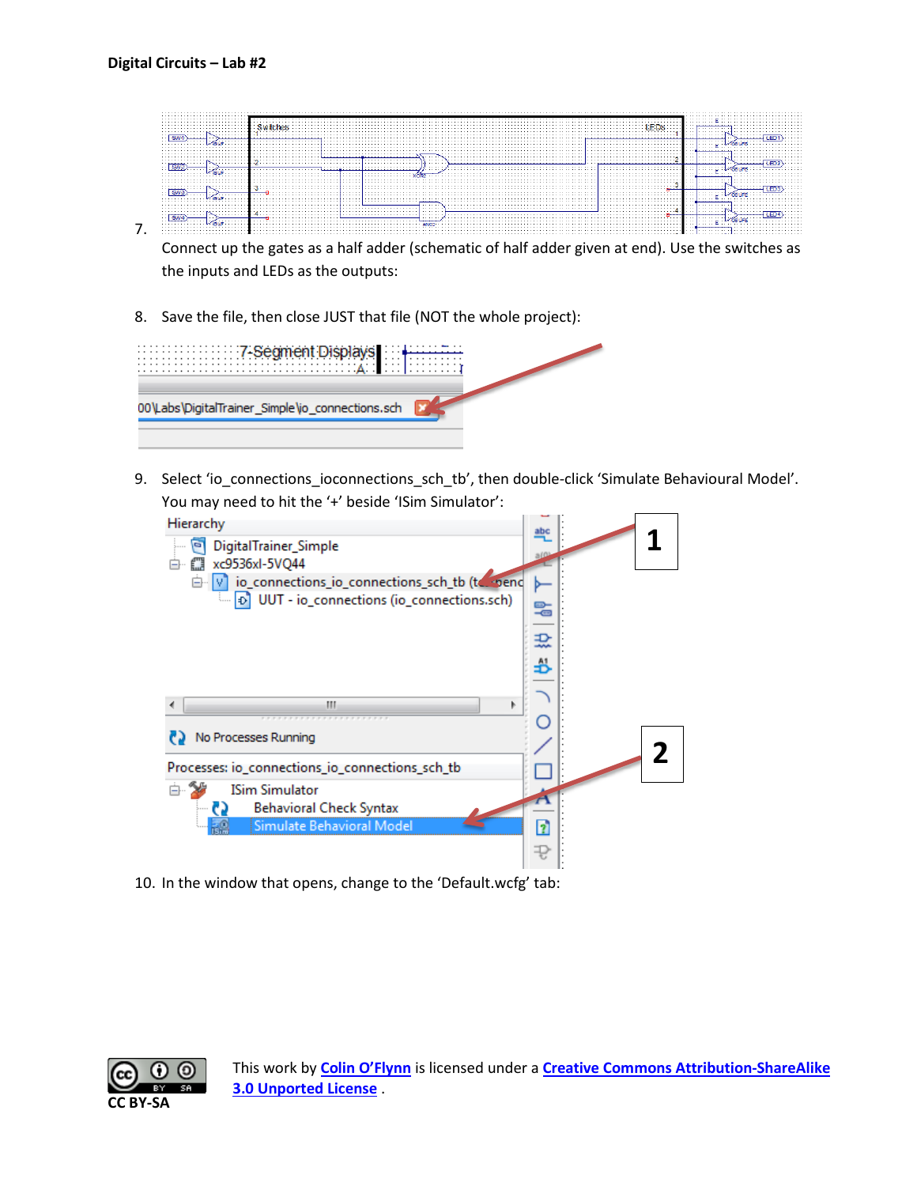7. Connect up the gates as a half adder (schematic of half adder given at end). Use the switches as the inputs and LEDs as the outputs:

8. Save the file, then close JUST that file (NOT the whole project):

9. Select 'io_connections_ioconnections_sch_tb', then double-click 'Simulate Behavioural Model'. You may need to hit the '+' beside 'ISim Simulator':

10. In the window that opens, change to the 'Default.wcfg' tab:

This work by Colin O'Flynn is licensed under a Creative Commons Attribution-ShareAlike 3.0 Unported License .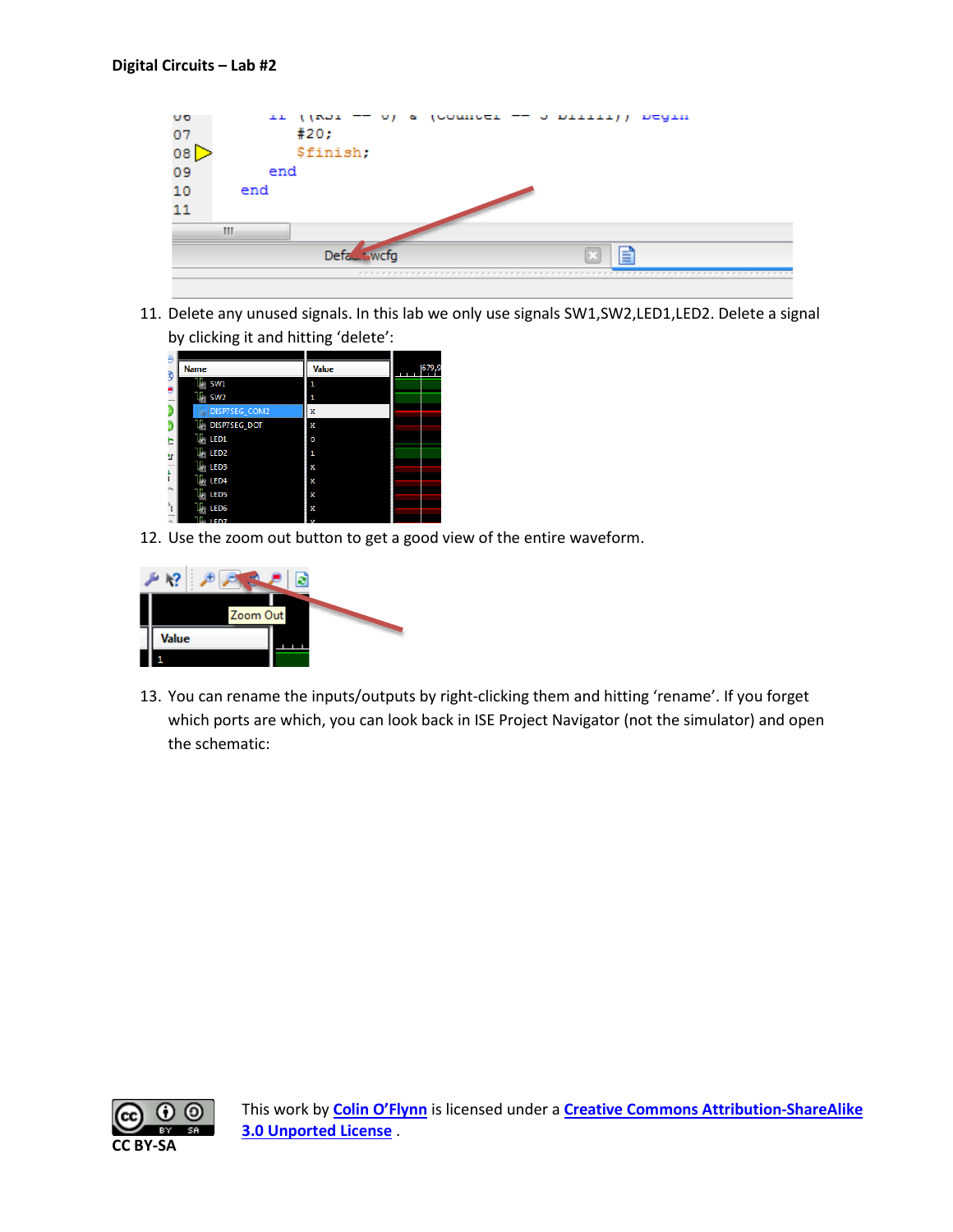11. Delete any unused signals. In this lab we only use signals SW1,SW2,LED1,LED2. Delete a signal by clicking it and hitting 'delete':

12. Use the zoom out button to get a good view of the entire waveform.

13. You can rename the inputs/outputs by right-clicking them and hitting 'rename'. If you forget which ports are which, you can look back in ISE Project Navigator (not the simulator) and open the schematic:

CC BY-SA

This work by Colin O'Flynn is licensed under a Creative Commons Attribution-ShareAlike 3.0 Unported License .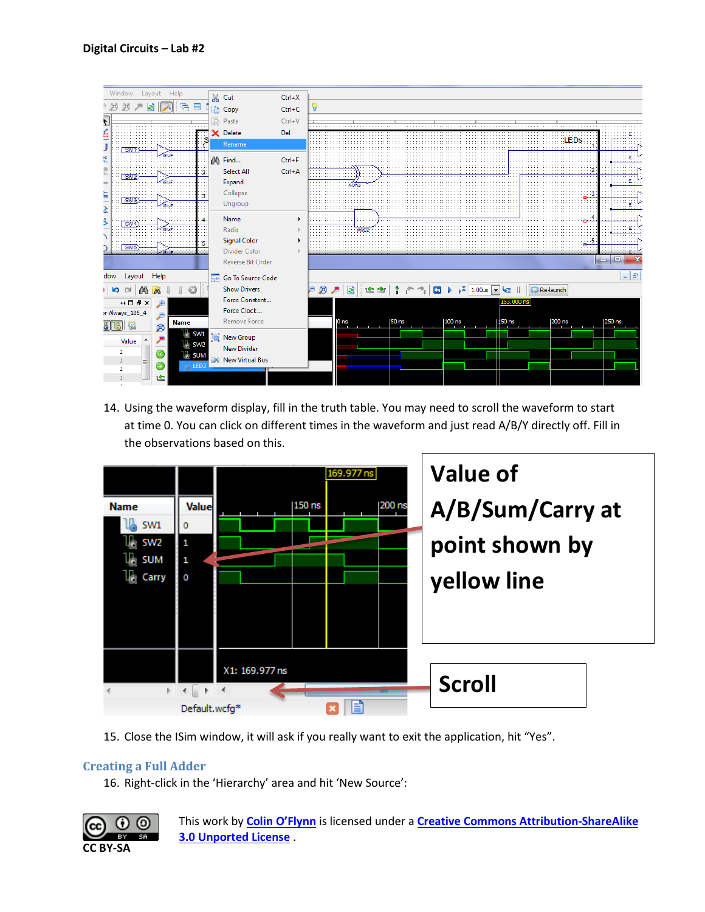14. Using the waveform display, fill in the truth table. You may need to scroll the waveform to start at time 0. You can click on different times in the waveform and just read A/B/Y directly off. Fill in the observations based on this.

15. Close the ISim window, it will ask if you really want to exit the application, hit "Yes".

## Creating a Full Adder

16. Right-click in the 'Hierarchy' area and hit 'New Source':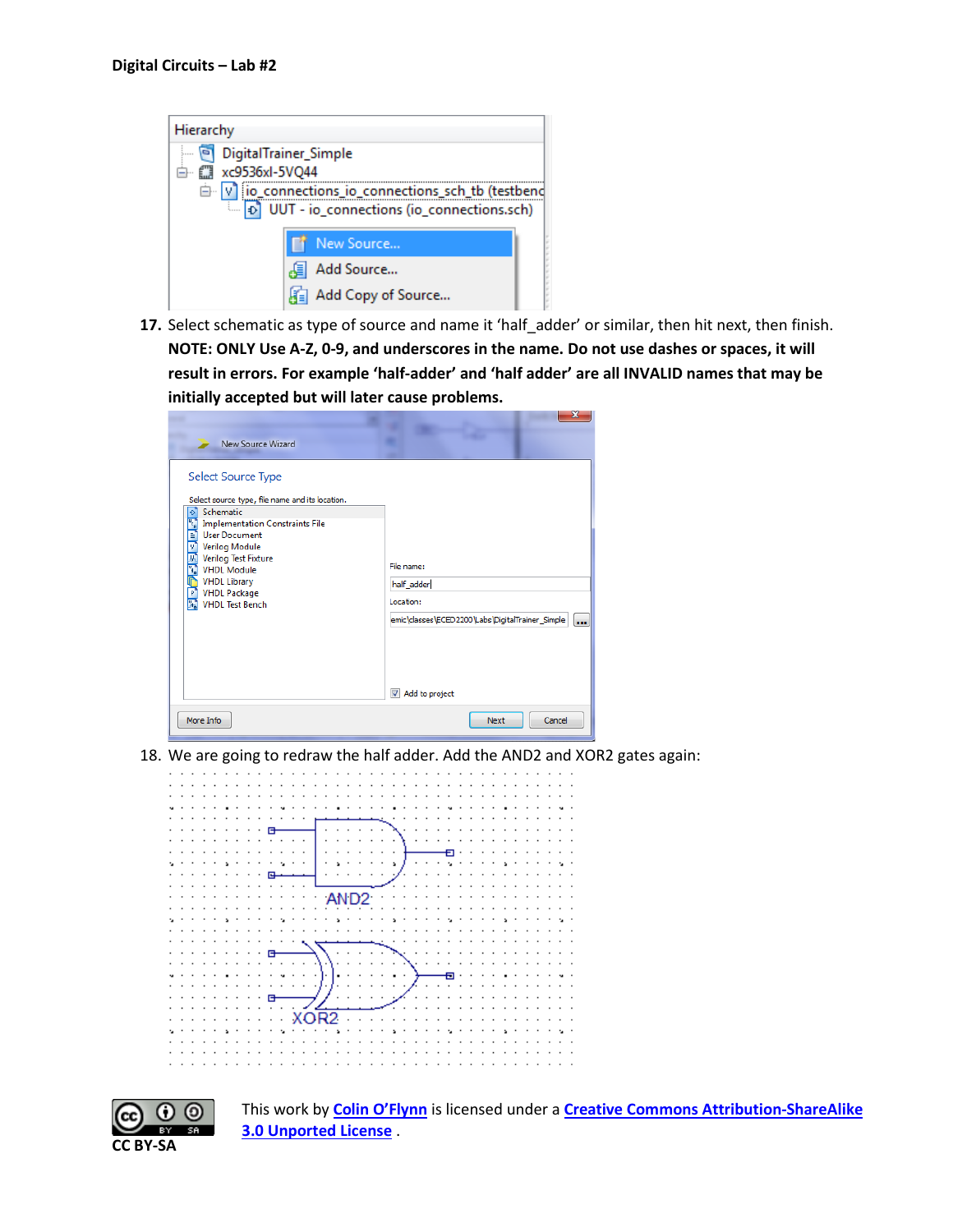17. Select schematic as type of source and name it 'half_adder' or similar, then hit next, then finish. **NOTE: ONLY Use A-Z, 0-9, and underscores in the name. Do not use dashes or spaces, it will result in errors. For example 'half-adder' and 'half adder' are all INVALID names that may be initially accepted but will later cause problems.**

18. We are going to redraw the half adder. Add the AND2 and XOR2 gates again:

This work by Colin O'Flynn is licensed under a Creative Commons Attribution-ShareAlike 3.0 Unported License .

CC BY-SA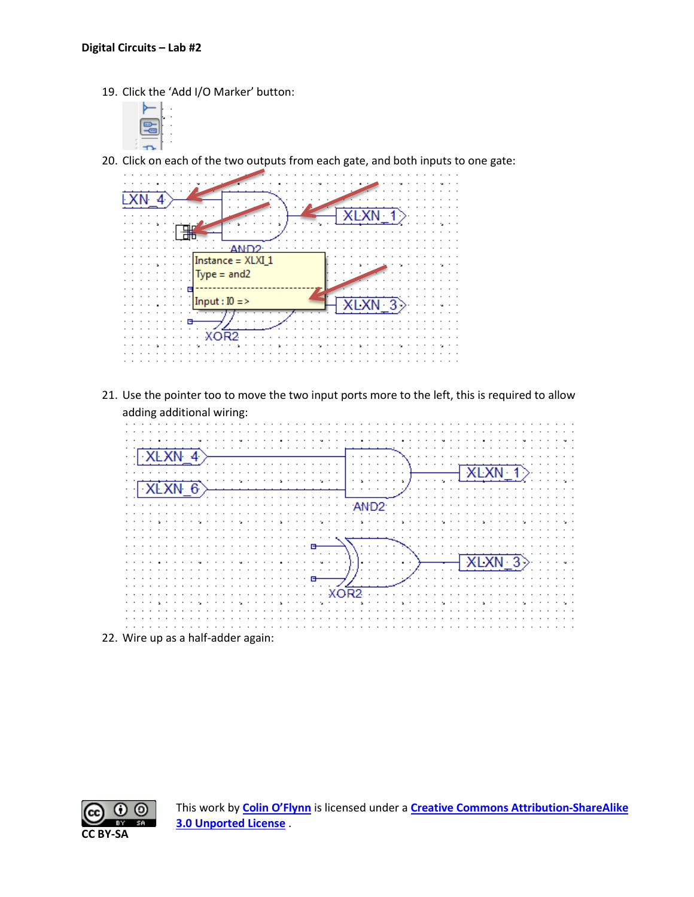19. Click the 'Add I/O Marker' button:

20. Click on each of the two outputs from each gate, and both inputs to one gate:

21. Use the pointer too to move the two input ports more to the left, this is required to allow adding additional wiring:

22. Wire up as a half-adder again:

This work by Colin O'Flynn is licensed under a Creative Commons Attribution-ShareAlike 3.0 Unported License .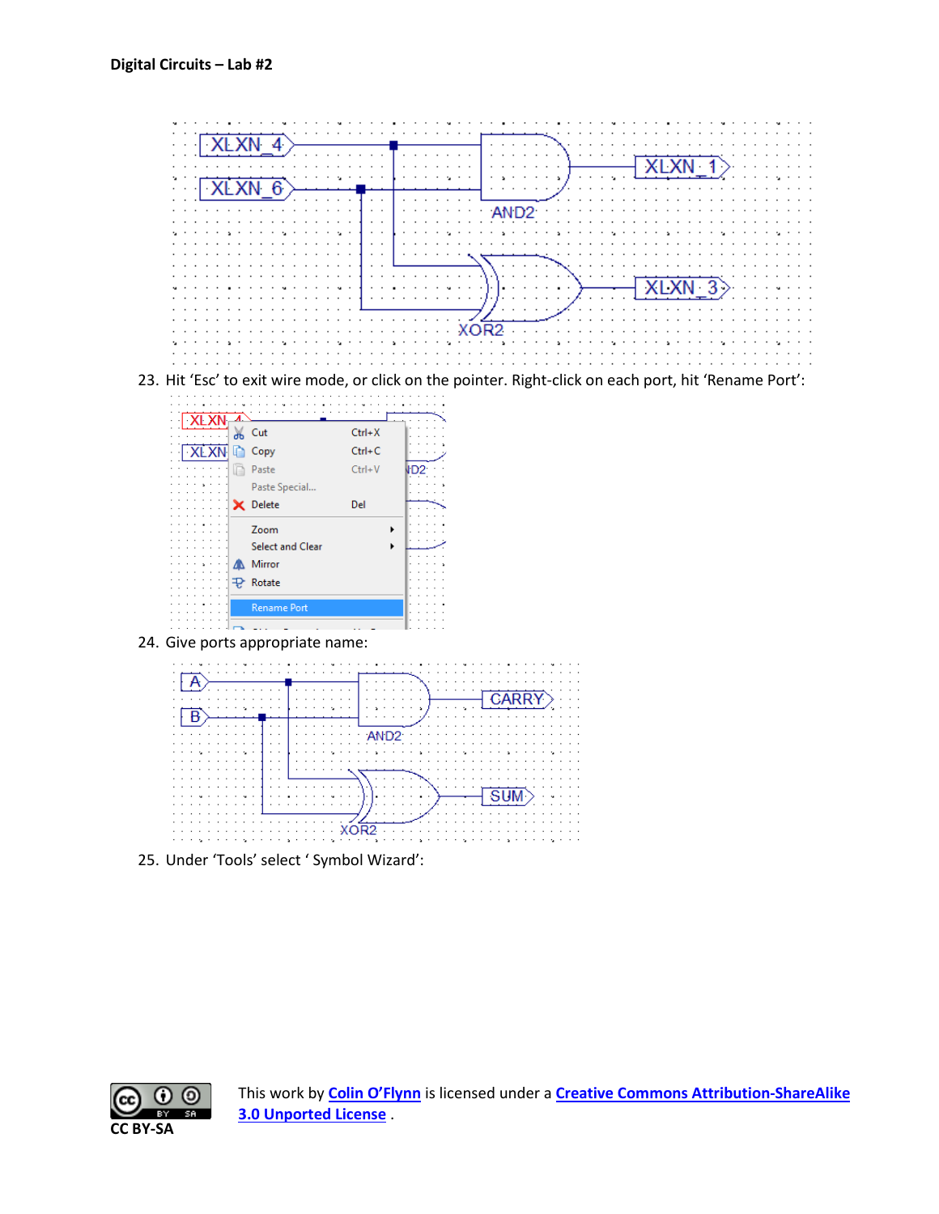23. Hit ‘Esc’ to exit wire mode, or click on the pointer. Right-click on each port, hit ‘Rename Port’:

24. Give ports appropriate name:

25. Under ‘Tools’ select ‘ Symbol Wizard’:

This work by Colin O’Flynn is licensed under a Creative Commons Attribution-ShareAlike 3.0 Unported License .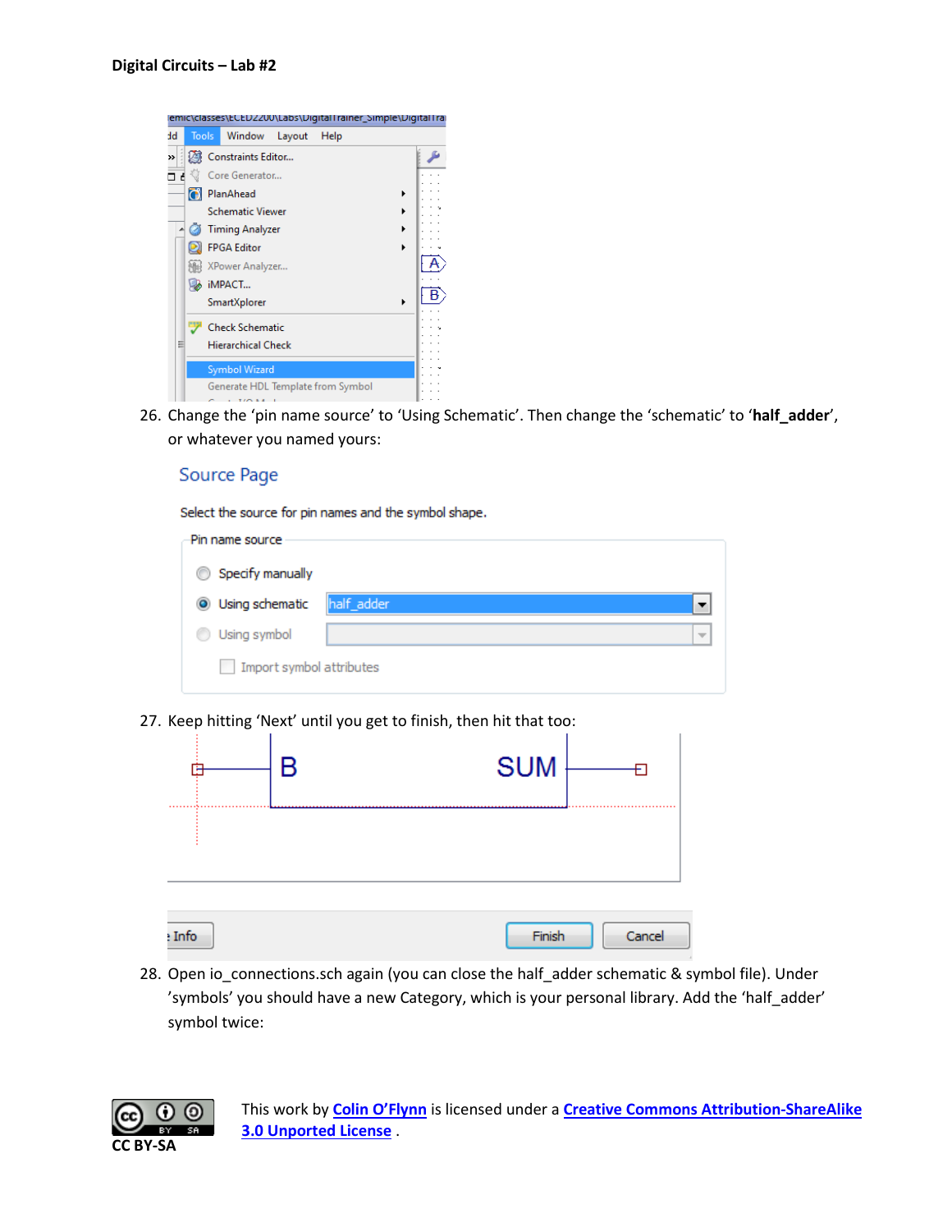26. Change the 'pin name source' to 'Using Schematic'. Then change the 'schematic' to '**half_adder**', or whatever you named yours:

27. Keep hitting 'Next' until you get to finish, then hit that too:

28. Open io_connections.sch again (you can close the half_adder schematic & symbol file). Under 'symbols' you should have a new Category, which is your personal library. Add the 'half_adder' symbol twice:

CC BY-SA

This work by **Colin O'Flynn** is licensed under a **Creative Commons Attribution-ShareAlike 3.0 Unported License** .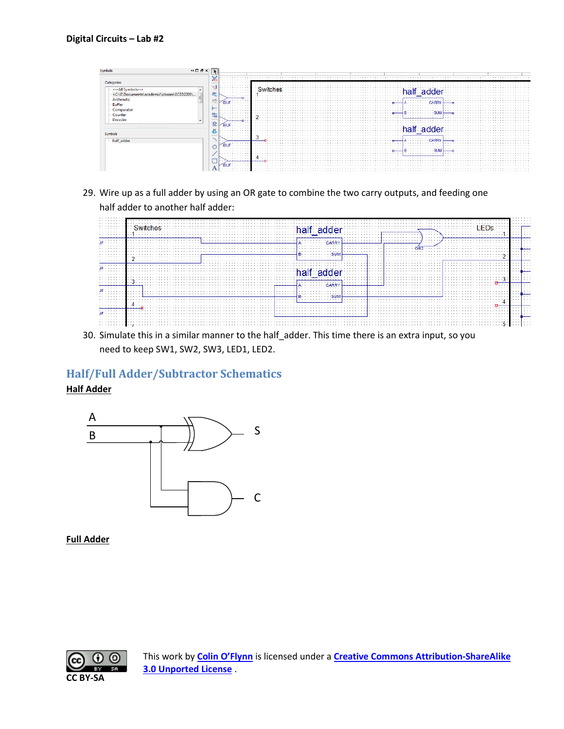29. Wire up as a full adder by using an OR gate to combine the two carry outputs, and feeding one half adder to another half adder:

30. Simulate this in a similar manner to the half_adder. This time there is an extra input, so you need to keep SW1, SW2, SW3, LED1, LED2.

## Half/Full Adder/Subtractor Schematics

**Half Adder**

**Full Adder**

This work by Colin O'Flynn is licensed under a Creative Commons Attribution-ShareAlike 3.0 Unported License .

CC BY-SA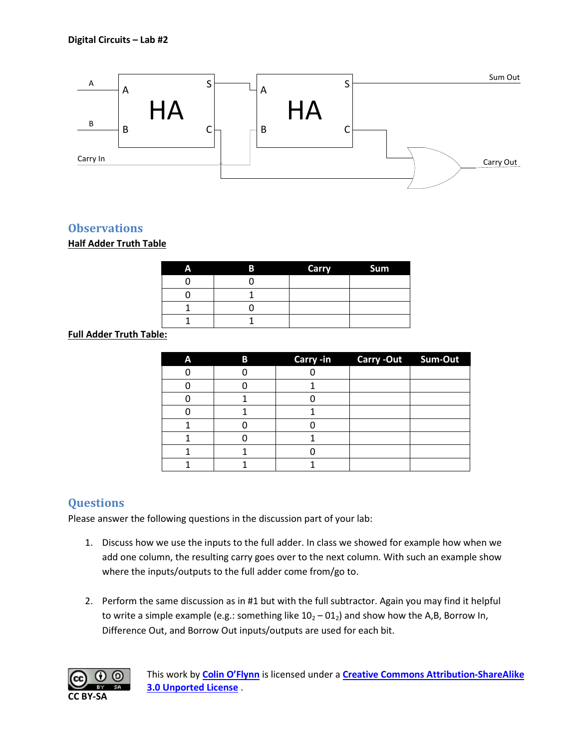Digital Circuits – Lab #2

## Observations

**Half Adder Truth Table**

| A | B | Carry | Sum |
|---|---|---|---|
| 0 | 0 | | |
| 0 | 1 | | |
| 1 | 0 | | |
| 1 | 1 | | |

**Full Adder Truth Table:**

| A | B | Carry -in | Carry -Out | Sum-Out |
|---|---|---|---|---|
| 0 | 0 | 0 | | |
| 0 | 0 | 1 | | |
| 0 | 1 | 0 | | |
| 0 | 1 | 1 | | |
| 1 | 0 | 0 | | |
| 1 | 0 | 1 | | |
| 1 | 1 | 0 | | |
| 1 | 1 | 1 | | |

## Questions

Please answer the following questions in the discussion part of your lab:

1. Discuss how we use the inputs to the full adder. In class we showed for example how when we add one column, the resulting carry goes over to the next column. With such an example show where the inputs/outputs to the full adder come from/go to.

2. Perform the same discussion as in #1 but with the full subtractor. Again you may find it helpful to write a simple example (e.g.: something like $10_2 – 01_2$) and show how the A,B, Borrow In, Difference Out, and Borrow Out inputs/outputs are used for each bit.

CC BY-SA

This work by **Colin O'Flynn** is licensed under a **Creative Commons Attribution-ShareAlike 3.0 Unported License** .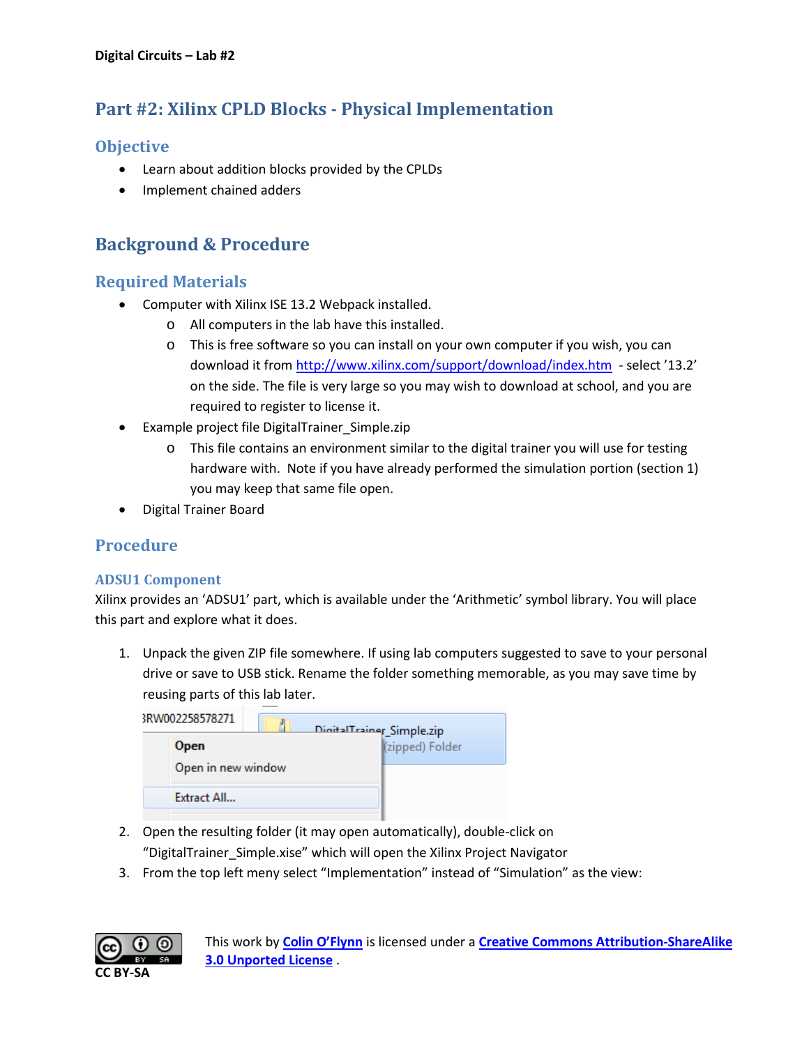## Part #2: Xilinx CPLD Blocks - Physical Implementation

### Objective

- Learn about addition blocks provided by the CPLDs
- Implement chained adders

## Background & Procedure

### Required Materials

- Computer with Xilinx ISE 13.2 Webpack installed.
    - All computers in the lab have this installed.
    - This is free software so you can install on your own computer if you wish, you can download it from http://www.xilinx.com/support/download/index.htm - select '13.2' on the side. The file is very large so you may wish to download at school, and you are required to register to license it.
- Example project file DigitalTrainer_Simple.zip
    - This file contains an environment similar to the digital trainer you will use for testing hardware with. Note if you have already performed the simulation portion (section 1) you may keep that same file open.
- Digital Trainer Board

### Procedure

#### ADSU1 Component

Xilinx provides an 'ADSU1' part, which is available under the 'Arithmetic' symbol library. You will place this part and explore what it does.

1. Unpack the given ZIP file somewhere. If using lab computers suggested to save to your personal drive or save to USB stick. Rename the folder something memorable, as you may save time by reusing parts of this lab later.
2. Open the resulting folder (it may open automatically), double-click on "DigitalTrainer_Simple.xise" which will open the Xilinx Project Navigator
3. From the top left meny select "Implementation" instead of "Simulation" as the view:

This work by Colin O'Flynn is licensed under a Creative Commons Attribution-ShareAlike 3.0 Unported License.

CC BY-SA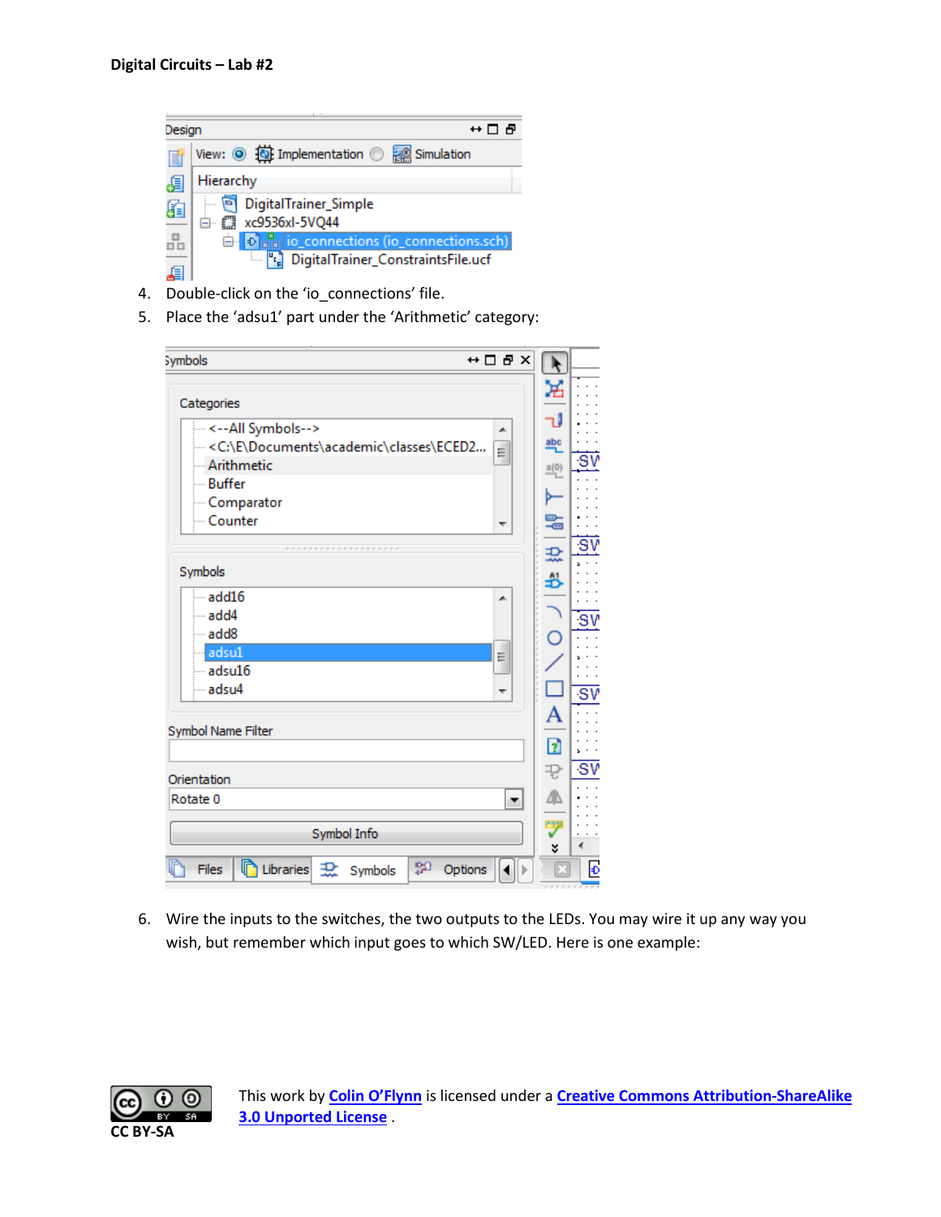4. Double-click on the 'io_connections' file.
5. Place the 'adsu1' part under the 'Arithmetic' category:

6. Wire the inputs to the switches, the two outputs to the LEDs. You may wire it up any way you wish, but remember which input goes to which SW/LED. Here is one example:

This work by **Colin O'Flynn** is licensed under a **Creative Commons Attribution-ShareAlike 3.0 Unported License**.

CC BY-SA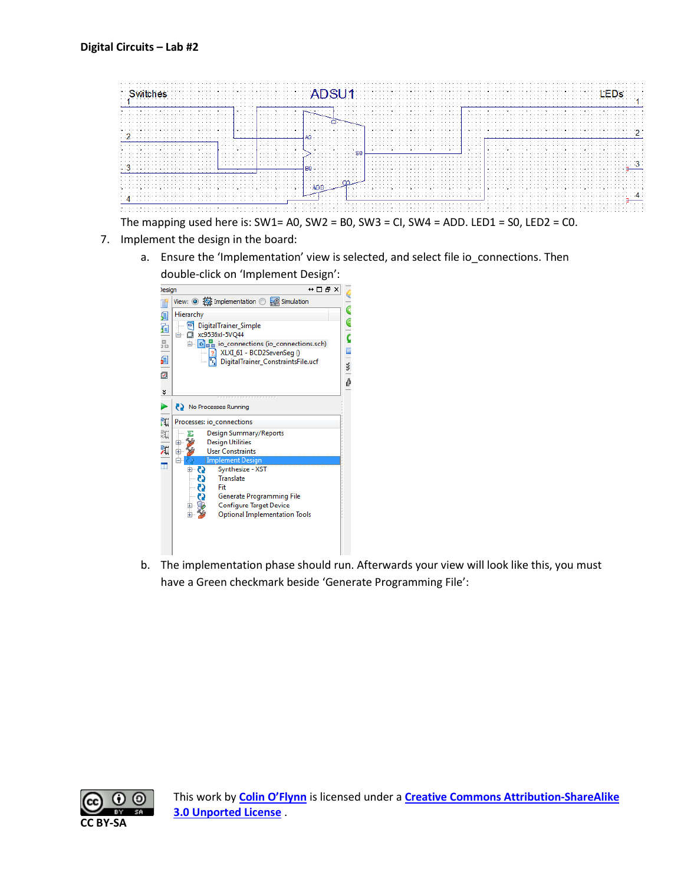The mapping used here is: SW1= A0, SW2 = B0, SW3 = CI, SW4 = ADD. LED1 = S0, LED2 = C0.

7. Implement the design in the board:

   a. Ensure the 'Implementation' view is selected, and select file io_connections. Then double-click on 'Implement Design':

   b. The implementation phase should run. Afterwards your view will look like this, you must have a Green checkmark beside 'Generate Programming File':

CC BY-SA

This work by **Colin O'Flynn** is licensed under a **Creative Commons Attribution-ShareAlike 3.0 Unported License** .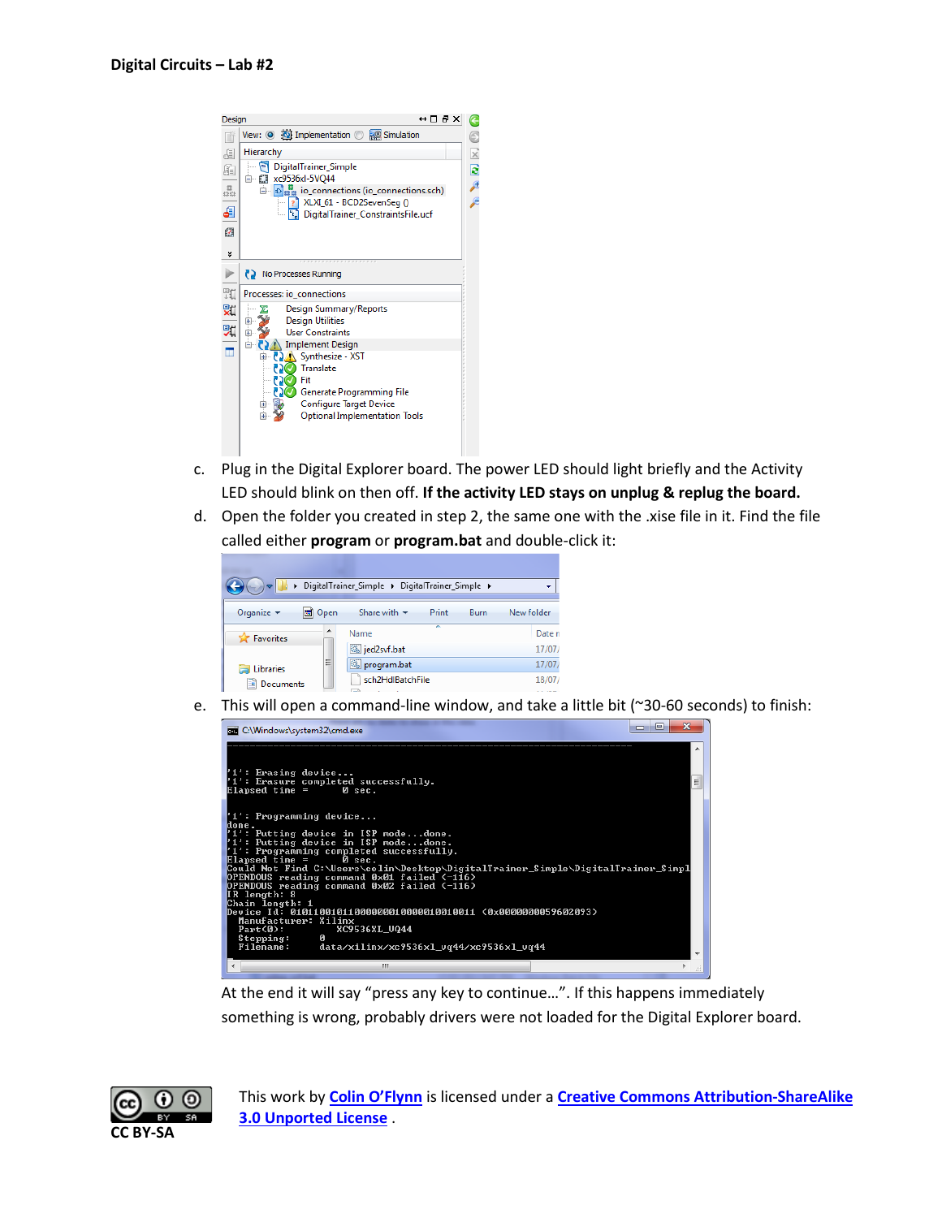c. Plug in the Digital Explorer board. The power LED should light briefly and the Activity LED should blink on then off. **If the activity LED stays on unplug & replug the board.**

d. Open the folder you created in step 2, the same one with the .xise file in it. Find the file called either **program** or **program.bat** and double-click it:

e. This will open a command-line window, and take a little bit (~30-60 seconds) to finish:

At the end it will say "press any key to continue…". If this happens immediately something is wrong, probably drivers were not loaded for the Digital Explorer board.

CC BY-SA

This work by **Colin O'Flynn** is licensed under a **Creative Commons Attribution-ShareAlike 3.0 Unported License** .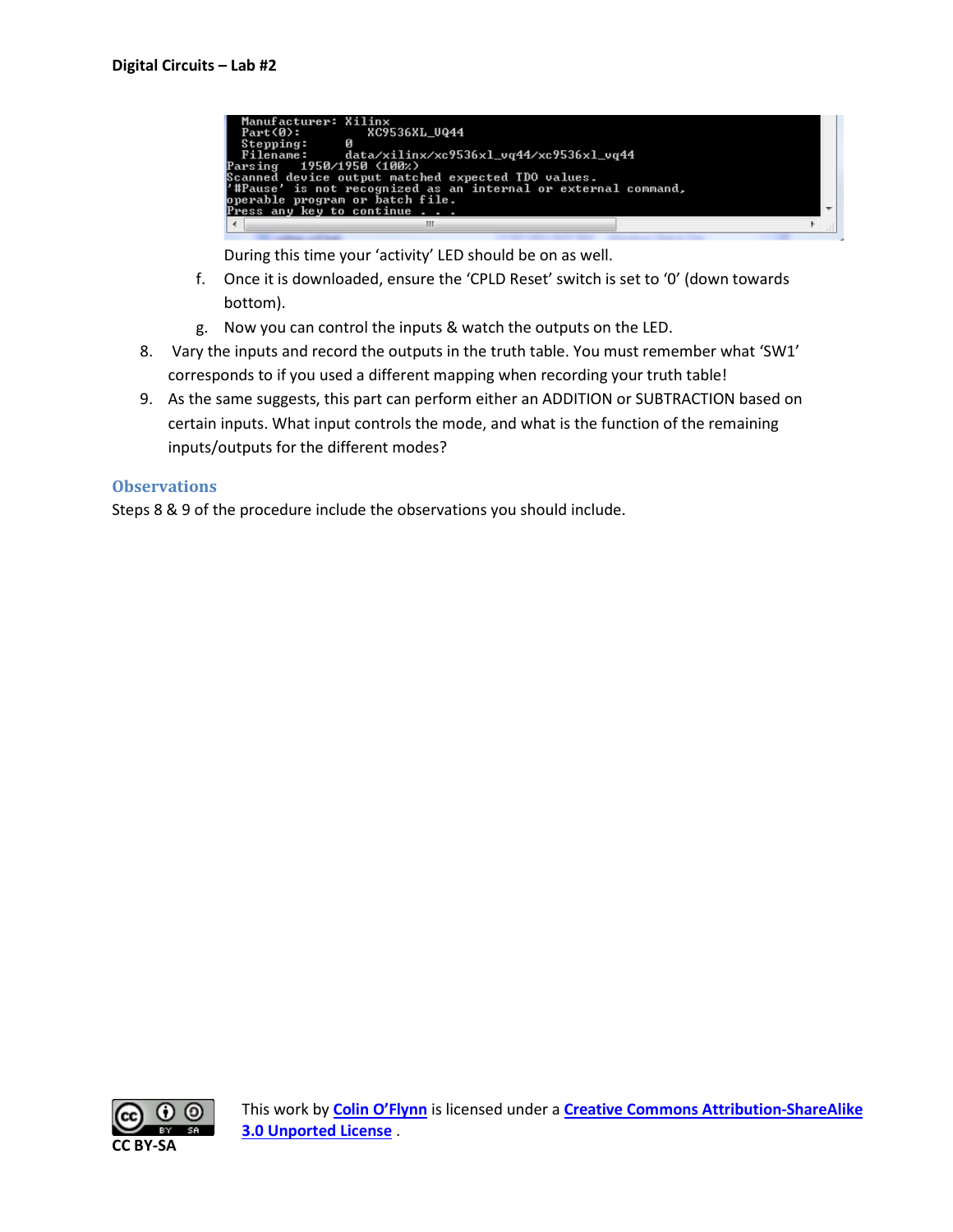```
 Manufacturer: Xilinx
 Part(0):          XC9536XL_VQ44
 Stepping:      0
 Filename:      data/xilinx/xc9536xl_vq44/xc9536xl_vq44
Parsing   1950/1950 (100%)
Scanned device output matched expected TDO values.
'#Pause' is not recognized as an internal or external command,
operable program or batch file.
Press any key to continue . . .
```

During this time your 'activity' LED should be on as well.

f. Once it is downloaded, ensure the 'CPLD Reset' switch is set to '0' (down towards bottom).

g. Now you can control the inputs & watch the outputs on the LED.

8. Vary the inputs and record the outputs in the truth table. You must remember what 'SW1' corresponds to if you used a different mapping when recording your truth table!

9. As the same suggests, this part can perform either an ADDITION or SUBTRACTION based on certain inputs. What input controls the mode, and what is the function of the remaining inputs/outputs for the different modes?

## Observations

Steps 8 & 9 of the procedure include the observations you should include.

CC BY-SA

This work by Colin O'Flynn is licensed under a Creative Commons Attribution-ShareAlike 3.0 Unported License .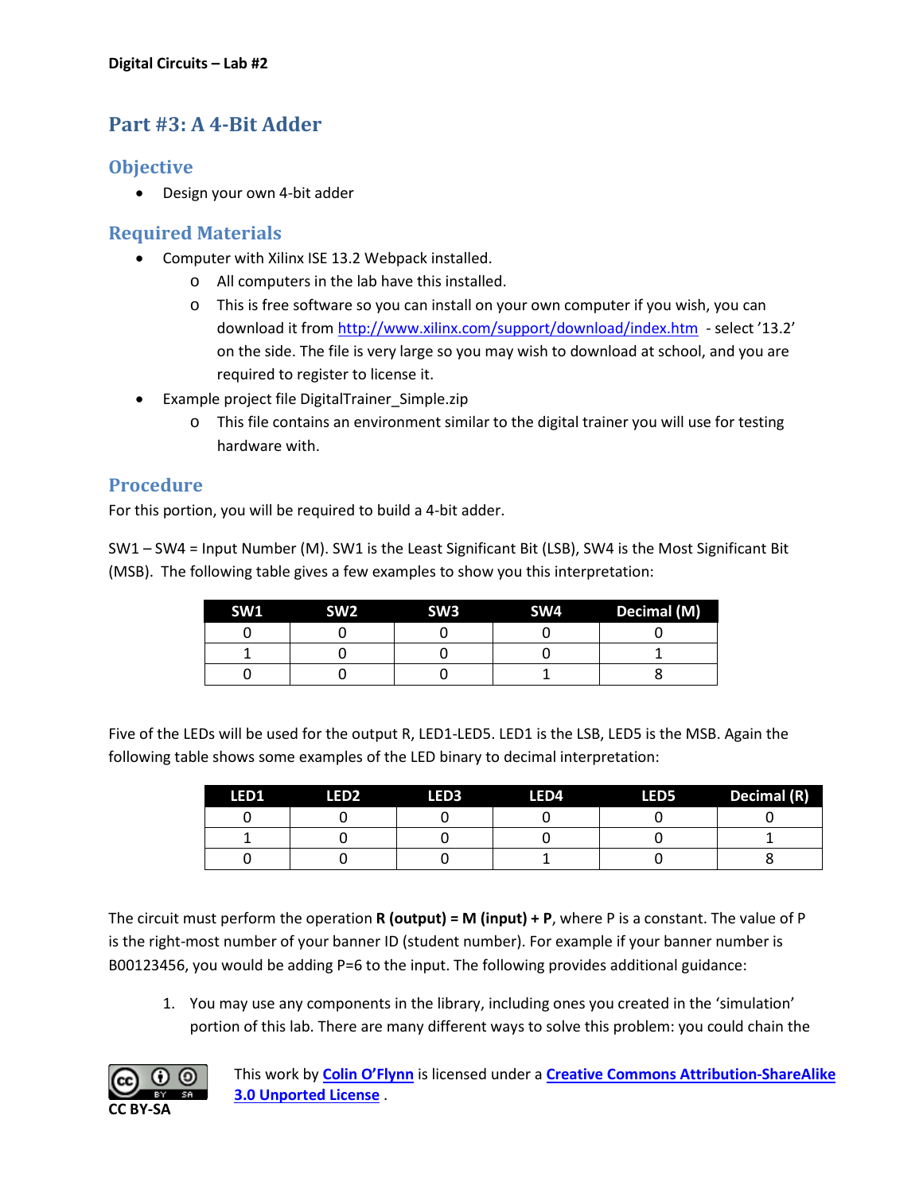## Part #3: A 4-Bit Adder

### Objective

- Design your own 4-bit adder

### Required Materials

- Computer with Xilinx ISE 13.2 Webpack installed.
  - All computers in the lab have this installed.
  - This is free software so you can install on your own computer if you wish, you can download it from http://www.xilinx.com/support/download/index.htm - select '13.2' on the side. The file is very large so you may wish to download at school, and you are required to register to license it.
- Example project file DigitalTrainer_Simple.zip
  - This file contains an environment similar to the digital trainer you will use for testing hardware with.

### Procedure

For this portion, you will be required to build a 4-bit adder.

SW1 – SW4 = Input Number (M). SW1 is the Least Significant Bit (LSB), SW4 is the Most Significant Bit (MSB). The following table gives a few examples to show you this interpretation:

| SW1 | SW2 | SW3 | SW4 | Decimal (M) |
|---|---|---|---|---|
| 0 | 0 | 0 | 0 | 0 |
| 1 | 0 | 0 | 0 | 1 |
| 0 | 0 | 0 | 1 | 8 |

Five of the LEDs will be used for the output R, LED1-LED5. LED1 is the LSB, LED5 is the MSB. Again the following table shows some examples of the LED binary to decimal interpretation:

| LED1 | LED2 | LED3 | LED4 | LED5 | Decimal (R) |
|---|---|---|---|---|---|
| 0 | 0 | 0 | 0 | 0 | 0 |
| 1 | 0 | 0 | 0 | 0 | 1 |
| 0 | 0 | 0 | 1 | 0 | 8 |

The circuit must perform the operation **R (output) = M (input) + P**, where P is a constant. The value of P is the right-most number of your banner ID (student number). For example if your banner number is B00123456, you would be adding P=6 to the input. The following provides additional guidance:

1. You may use any components in the library, including ones you created in the 'simulation' portion of this lab. There are many different ways to solve this problem: you could chain the

This work by **Colin O'Flynn** is licensed under a **Creative Commons Attribution-ShareAlike 3.0 Unported License** .

CC BY-SA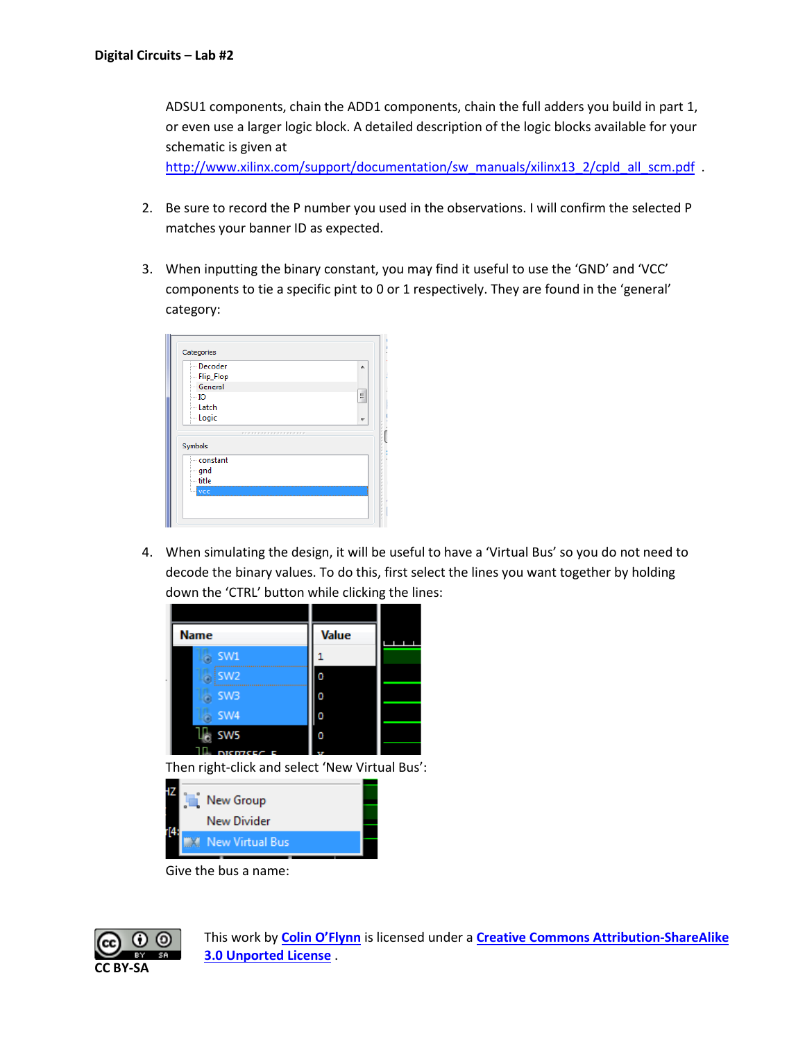ADSU1 components, chain the ADD1 components, chain the full adders you build in part 1, or even use a larger logic block. A detailed description of the logic blocks available for your schematic is given at http://www.xilinx.com/support/documentation/sw_manuals/xilinx13_2/cpld_all_scm.pdf .

2. Be sure to record the P number you used in the observations. I will confirm the selected P matches your banner ID as expected.

3. When inputting the binary constant, you may find it useful to use the 'GND' and 'VCC' components to tie a specific pint to 0 or 1 respectively. They are found in the 'general' category:

4. When simulating the design, it will be useful to have a 'Virtual Bus' so you do not need to decode the binary values. To do this, first select the lines you want together by holding down the 'CTRL' button while clicking the lines:

   Then right-click and select 'New Virtual Bus':

   Give the bus a name:

This work by Colin O'Flynn is licensed under a Creative Commons Attribution-ShareAlike 3.0 Unported License .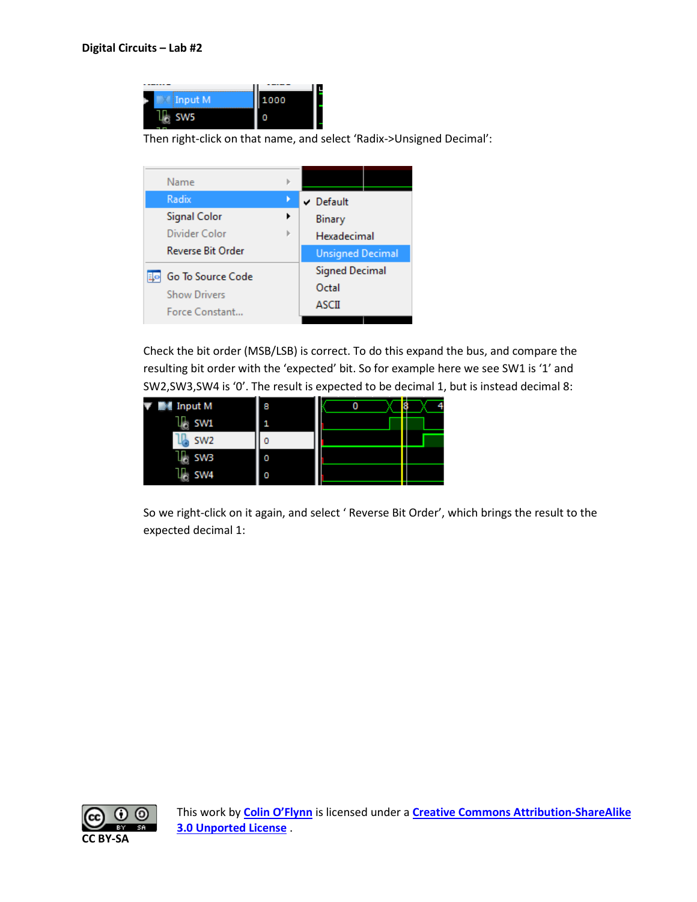Then right-click on that name, and select 'Radix->Unsigned Decimal':

Check the bit order (MSB/LSB) is correct. To do this expand the bus, and compare the resulting bit order with the 'expected' bit. So for example here we see SW1 is '1' and SW2,SW3,SW4 is '0'. The result is expected to be decimal 1, but is instead decimal 8:

So we right-click on it again, and select ' Reverse Bit Order', which brings the result to the expected decimal 1:

This work by Colin O'Flynn is licensed under a Creative Commons Attribution-ShareAlike 3.0 Unported License .

CC BY-SA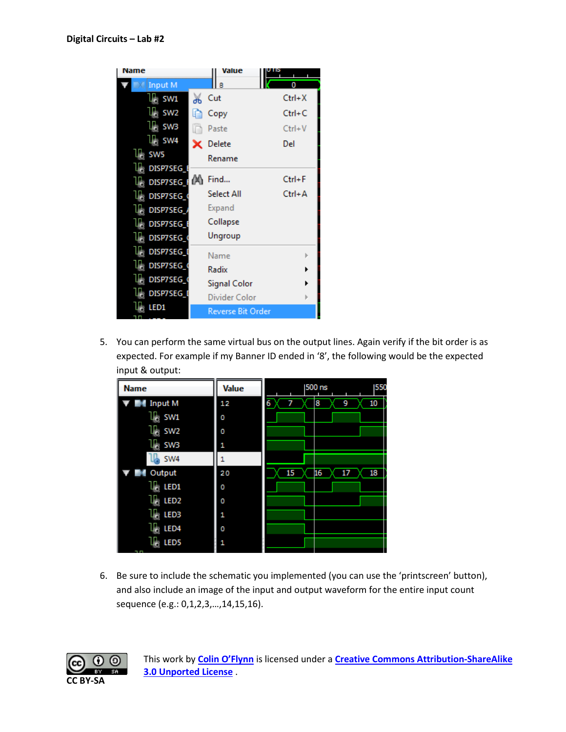5. You can perform the same virtual bus on the output lines. Again verify if the bit order is as expected. For example if my Banner ID ended in '8', the following would be the expected input & output:

6. Be sure to include the schematic you implemented (you can use the 'printscreen' button), and also include an image of the input and output waveform for the entire input count sequence (e.g.: 0,1,2,3,...,14,15,16).

This work by **Colin O'Flynn** is licensed under a **Creative Commons Attribution-ShareAlike 3.0 Unported License**.

CC BY-SA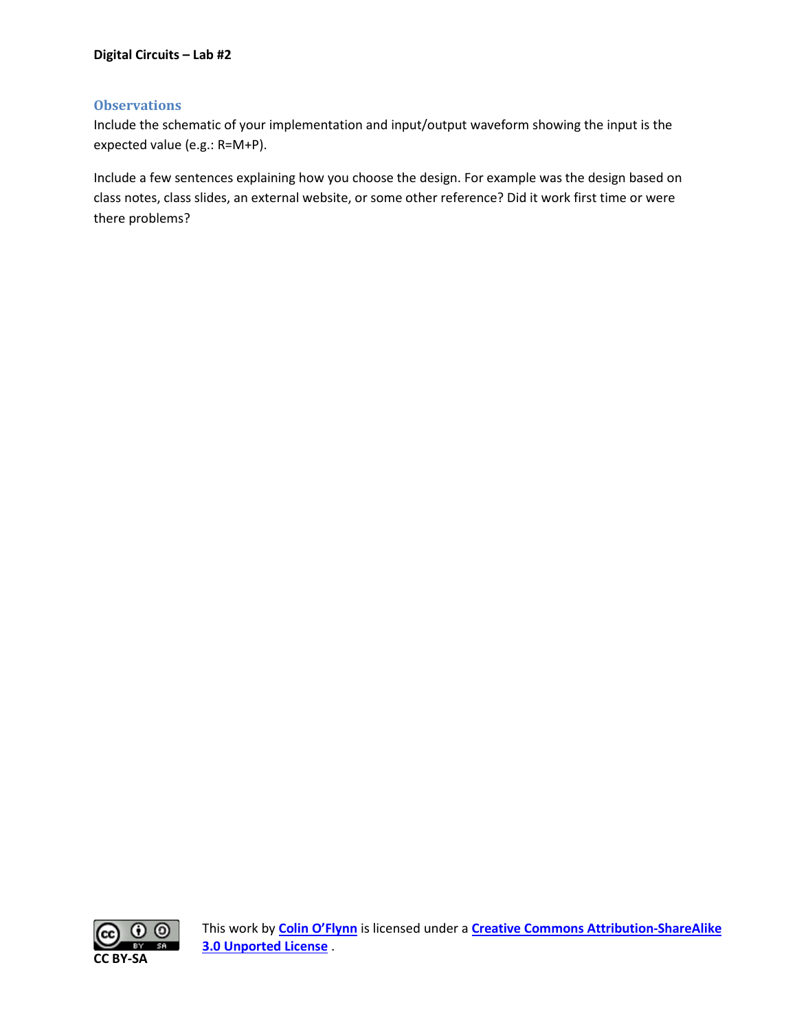## Observations

Include the schematic of your implementation and input/output waveform showing the input is the expected value (e.g.: R=M+P).

Include a few sentences explaining how you choose the design. For example was the design based on class notes, class slides, an external website, or some other reference? Did it work first time or were there problems?

CC BY-SA

This work by **Colin O'Flynn** is licensed under a **Creative Commons Attribution-ShareAlike 3.0 Unported License** .